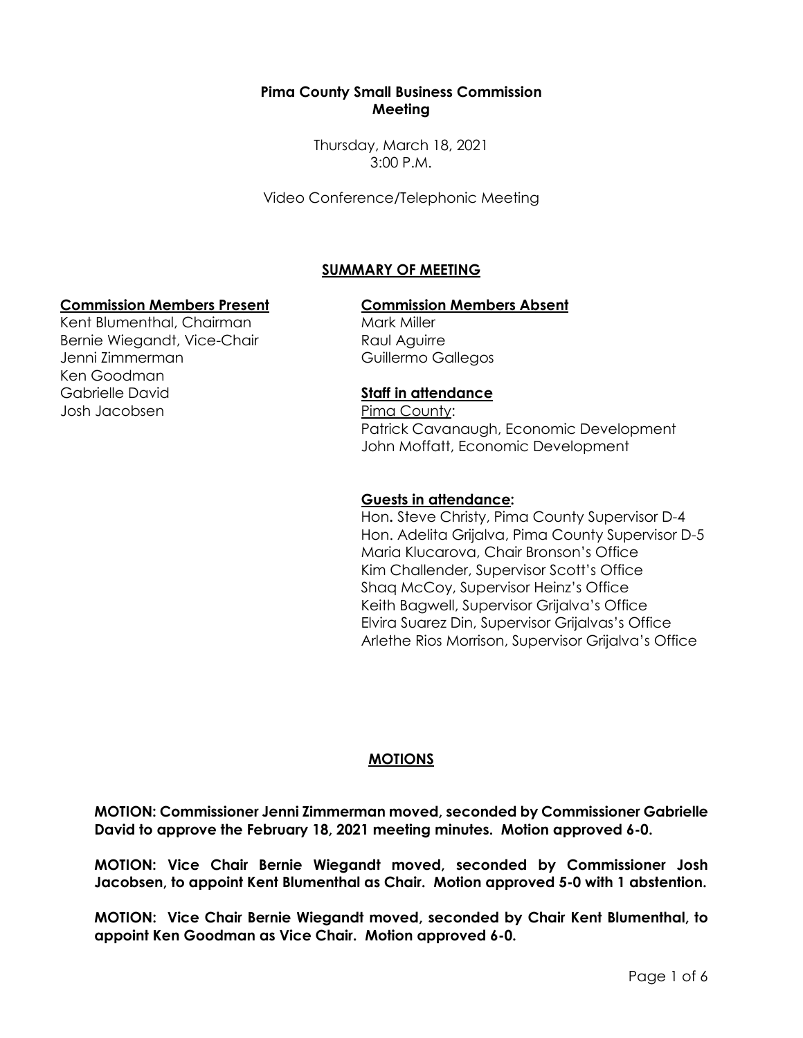**Pima County Small Business Commission**
**Meeting**

Thursday, March 18, 2021
3:00 P.M.

Video Conference/Telephonic Meeting

## SUMMARY OF MEETING

**Commission Members Present**

Kent Blumenthal, Chairman
Bernie Wiegandt, Vice-Chair
Jenni Zimmerman
Ken Goodman
Gabrielle David
Josh Jacobsen

**Commission Members Absent**

Mark Miller
Raul Aguirre
Guillermo Gallegos

**Staff in attendance**

Pima County:
Patrick Cavanaugh, Economic Development
John Moffatt, Economic Development

**Guests in attendance:**

Hon. Steve Christy, Pima County Supervisor D-4
Hon. Adelita Grijalva, Pima County Supervisor D-5
Maria Klucarova, Chair Bronson's Office
Kim Challender, Supervisor Scott's Office
Shaq McCoy, Supervisor Heinz's Office
Keith Bagwell, Supervisor Grijalva's Office
Elvira Suarez Din, Supervisor Grijalvas's Office
Arlethe Rios Morrison, Supervisor Grijalva's Office

## MOTIONS

**MOTION: Commissioner Jenni Zimmerman moved, seconded by Commissioner Gabrielle David to approve the February 18, 2021 meeting minutes. Motion approved 6-0.**

**MOTION: Vice Chair Bernie Wiegandt moved, seconded by Commissioner Josh Jacobsen, to appoint Kent Blumenthal as Chair. Motion approved 5-0 with 1 abstention.**

**MOTION: Vice Chair Bernie Wiegandt moved, seconded by Chair Kent Blumenthal, to appoint Ken Goodman as Vice Chair. Motion approved 6-0.**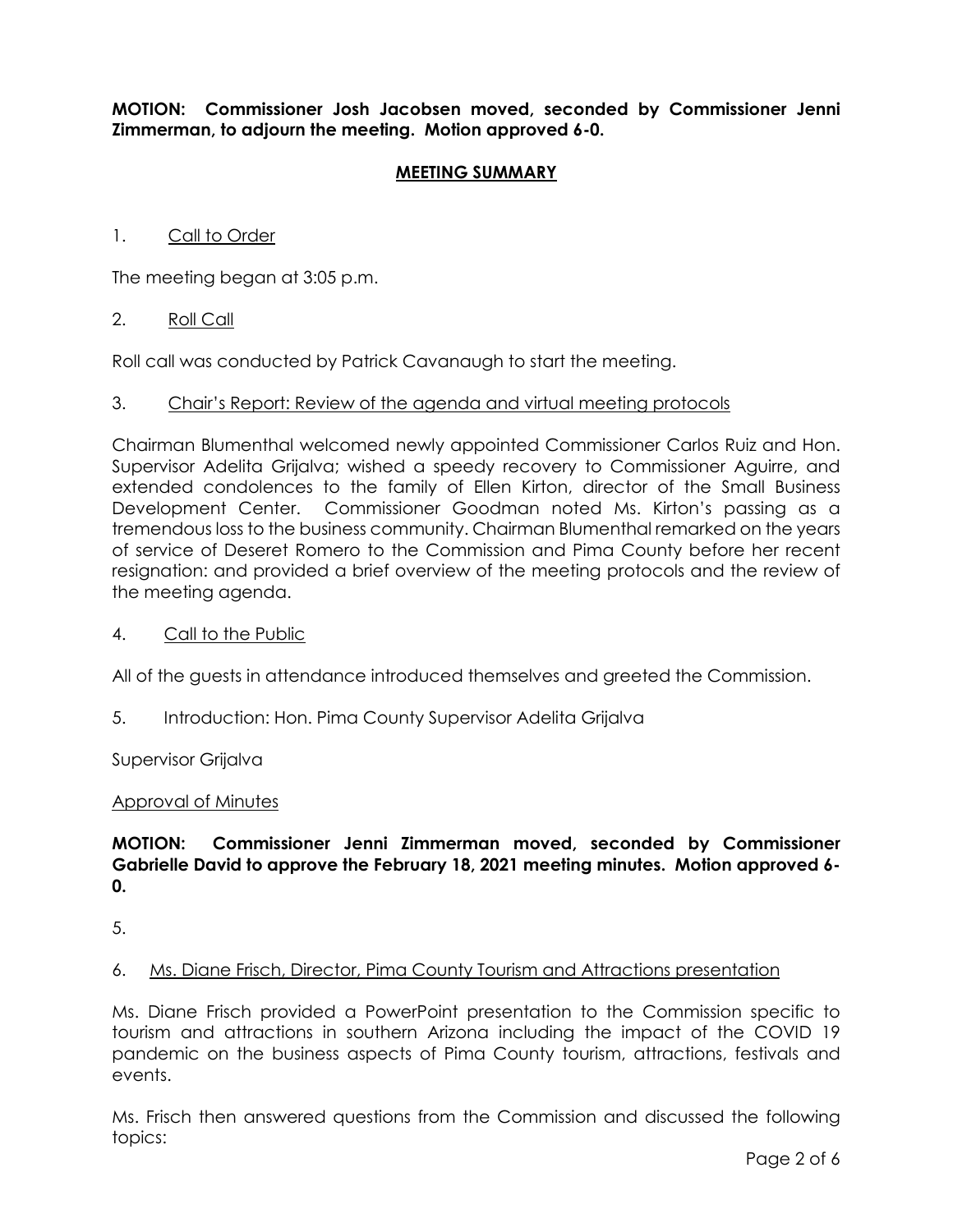**MOTION: Commissioner Josh Jacobsen moved, seconded by Commissioner Jenni Zimmerman, to adjourn the meeting. Motion approved 6-0.**

## MEETING SUMMARY

1. Call to Order

The meeting began at 3:05 p.m.

2. Roll Call

Roll call was conducted by Patrick Cavanaugh to start the meeting.

3. Chair's Report: Review of the agenda and virtual meeting protocols

Chairman Blumenthal welcomed newly appointed Commissioner Carlos Ruiz and Hon. Supervisor Adelita Grijalva; wished a speedy recovery to Commissioner Aguirre, and extended condolences to the family of Ellen Kirton, director of the Small Business Development Center. Commissioner Goodman noted Ms. Kirton's passing as a tremendous loss to the business community. Chairman Blumenthal remarked on the years of service of Deseret Romero to the Commission and Pima County before her recent resignation: and provided a brief overview of the meeting protocols and the review of the meeting agenda.

4. Call to the Public

All of the guests in attendance introduced themselves and greeted the Commission.

5. Introduction: Hon. Pima County Supervisor Adelita Grijalva

Supervisor Grijalva

Approval of Minutes

**MOTION: Commissioner Jenni Zimmerman moved, seconded by Commissioner Gabrielle David to approve the February 18, 2021 meeting minutes. Motion approved 6-0.**

5.

6. Ms. Diane Frisch, Director, Pima County Tourism and Attractions presentation

Ms. Diane Frisch provided a PowerPoint presentation to the Commission specific to tourism and attractions in southern Arizona including the impact of the COVID 19 pandemic on the business aspects of Pima County tourism, attractions, festivals and events.

Ms. Frisch then answered questions from the Commission and discussed the following topics: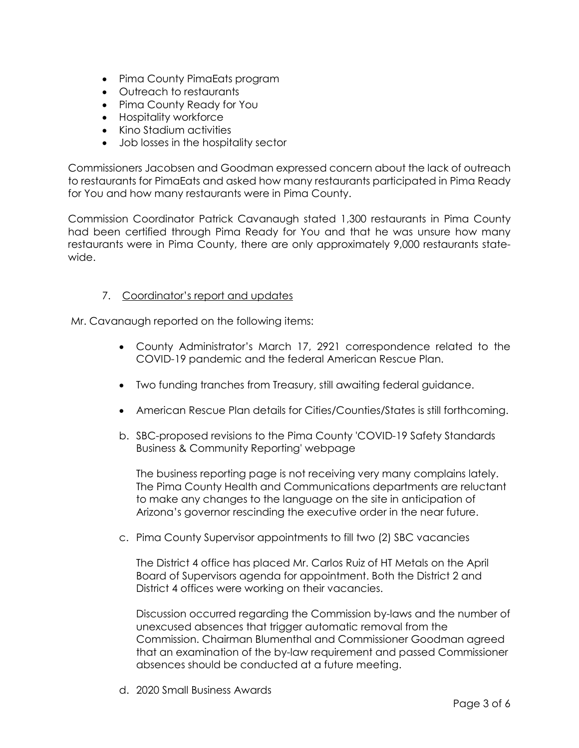- Pima County PimaEats program
- Outreach to restaurants
- Pima County Ready for You
- Hospitality workforce
- Kino Stadium activities
- Job losses in the hospitality sector

Commissioners Jacobsen and Goodman expressed concern about the lack of outreach to restaurants for PimaEats and asked how many restaurants participated in Pima Ready for You and how many restaurants were in Pima County.

Commission Coordinator Patrick Cavanaugh stated 1,300 restaurants in Pima County had been certified through Pima Ready for You and that he was unsure how many restaurants were in Pima County, there are only approximately 9,000 restaurants state-wide.

7. Coordinator's report and updates

Mr. Cavanaugh reported on the following items:

- County Administrator's March 17, 2921 correspondence related to the COVID-19 pandemic and the federal American Rescue Plan.
- Two funding tranches from Treasury, still awaiting federal guidance.
- American Rescue Plan details for Cities/Counties/States is still forthcoming.

b. SBC-proposed revisions to the Pima County 'COVID-19 Safety Standards Business & Community Reporting' webpage

The business reporting page is not receiving very many complains lately. The Pima County Health and Communications departments are reluctant to make any changes to the language on the site in anticipation of Arizona's governor rescinding the executive order in the near future.

c. Pima County Supervisor appointments to fill two (2) SBC vacancies

The District 4 office has placed Mr. Carlos Ruiz of HT Metals on the April Board of Supervisors agenda for appointment. Both the District 2 and District 4 offices were working on their vacancies.

Discussion occurred regarding the Commission by-laws and the number of unexcused absences that trigger automatic removal from the Commission. Chairman Blumenthal and Commissioner Goodman agreed that an examination of the by-law requirement and passed Commissioner absences should be conducted at a future meeting.

d. 2020 Small Business Awards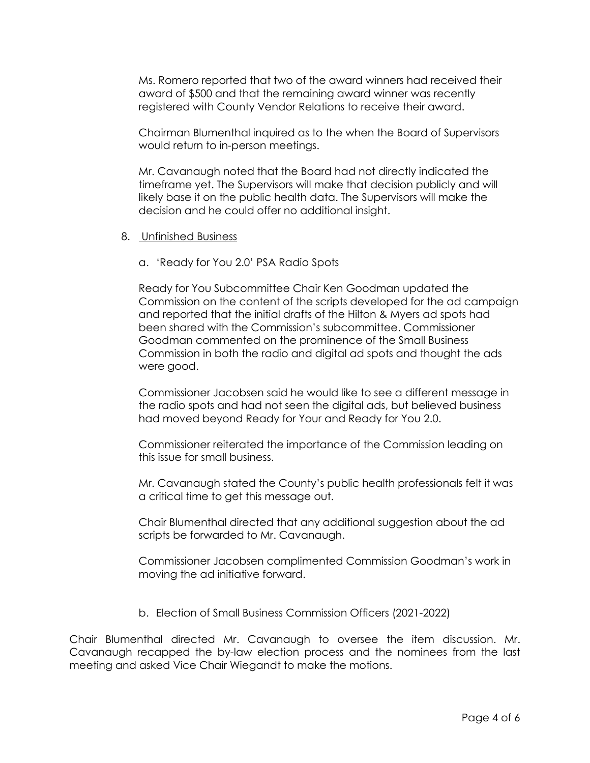Ms. Romero reported that two of the award winners had received their award of $500 and that the remaining award winner was recently registered with County Vendor Relations to receive their award.

Chairman Blumenthal inquired as to the when the Board of Supervisors would return to in-person meetings.

Mr. Cavanaugh noted that the Board had not directly indicated the timeframe yet. The Supervisors will make that decision publicly and will likely base it on the public health data. The Supervisors will make the decision and he could offer no additional insight.

8. Unfinished Business

   a. 'Ready for You 2.0' PSA Radio Spots

   Ready for You Subcommittee Chair Ken Goodman updated the Commission on the content of the scripts developed for the ad campaign and reported that the initial drafts of the Hilton & Myers ad spots had been shared with the Commission's subcommittee. Commissioner Goodman commented on the prominence of the Small Business Commission in both the radio and digital ad spots and thought the ads were good.

   Commissioner Jacobsen said he would like to see a different message in the radio spots and had not seen the digital ads, but believed business had moved beyond Ready for Your and Ready for You 2.0.

   Commissioner reiterated the importance of the Commission leading on this issue for small business.

   Mr. Cavanaugh stated the County's public health professionals felt it was a critical time to get this message out.

   Chair Blumenthal directed that any additional suggestion about the ad scripts be forwarded to Mr. Cavanaugh.

   Commissioner Jacobsen complimented Commission Goodman's work in moving the ad initiative forward.

   b. Election of Small Business Commission Officers (2021-2022)

Chair Blumenthal directed Mr. Cavanaugh to oversee the item discussion. Mr. Cavanaugh recapped the by-law election process and the nominees from the last meeting and asked Vice Chair Wiegandt to make the motions.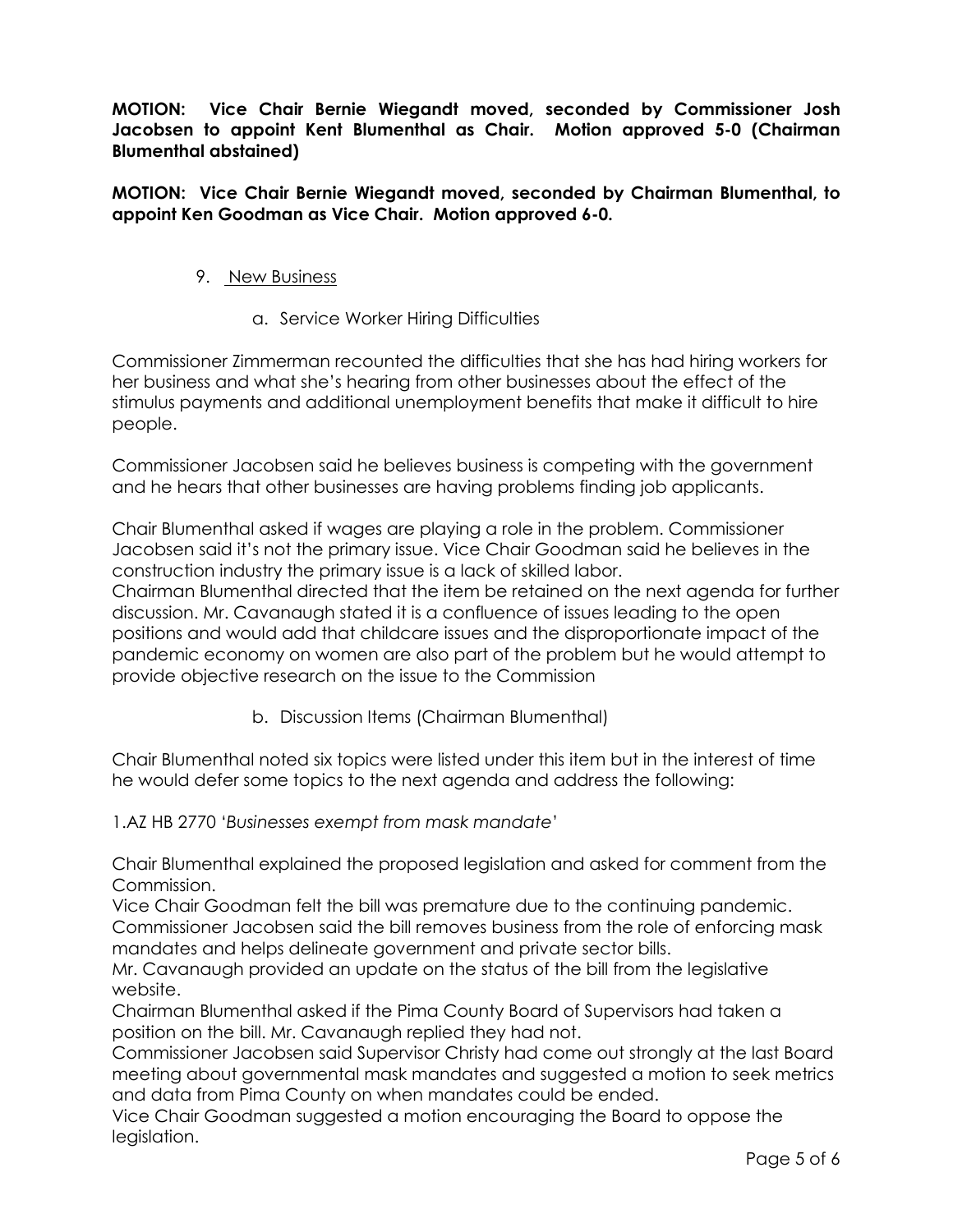**MOTION: Vice Chair Bernie Wiegandt moved, seconded by Commissioner Josh Jacobsen to appoint Kent Blumenthal as Chair. Motion approved 5-0 (Chairman Blumenthal abstained)**

**MOTION: Vice Chair Bernie Wiegandt moved, seconded by Chairman Blumenthal, to appoint Ken Goodman as Vice Chair. Motion approved 6-0.**

9. New Business

   a. Service Worker Hiring Difficulties

Commissioner Zimmerman recounted the difficulties that she has had hiring workers for her business and what she's hearing from other businesses about the effect of the stimulus payments and additional unemployment benefits that make it difficult to hire people.

Commissioner Jacobsen said he believes business is competing with the government and he hears that other businesses are having problems finding job applicants.

Chair Blumenthal asked if wages are playing a role in the problem. Commissioner Jacobsen said it's not the primary issue. Vice Chair Goodman said he believes in the construction industry the primary issue is a lack of skilled labor.
Chairman Blumenthal directed that the item be retained on the next agenda for further discussion. Mr. Cavanaugh stated it is a confluence of issues leading to the open positions and would add that childcare issues and the disproportionate impact of the pandemic economy on women are also part of the problem but he would attempt to provide objective research on the issue to the Commission

   b. Discussion Items (Chairman Blumenthal)

Chair Blumenthal noted six topics were listed under this item but in the interest of time he would defer some topics to the next agenda and address the following:

1.AZ HB 2770 '*Businesses exempt from mask mandate*'

Chair Blumenthal explained the proposed legislation and asked for comment from the Commission.
Vice Chair Goodman felt the bill was premature due to the continuing pandemic.
Commissioner Jacobsen said the bill removes business from the role of enforcing mask mandates and helps delineate government and private sector bills.
Mr. Cavanaugh provided an update on the status of the bill from the legislative website.
Chairman Blumenthal asked if the Pima County Board of Supervisors had taken a position on the bill. Mr. Cavanaugh replied they had not.
Commissioner Jacobsen said Supervisor Christy had come out strongly at the last Board meeting about governmental mask mandates and suggested a motion to seek metrics and data from Pima County on when mandates could be ended.
Vice Chair Goodman suggested a motion encouraging the Board to oppose the legislation.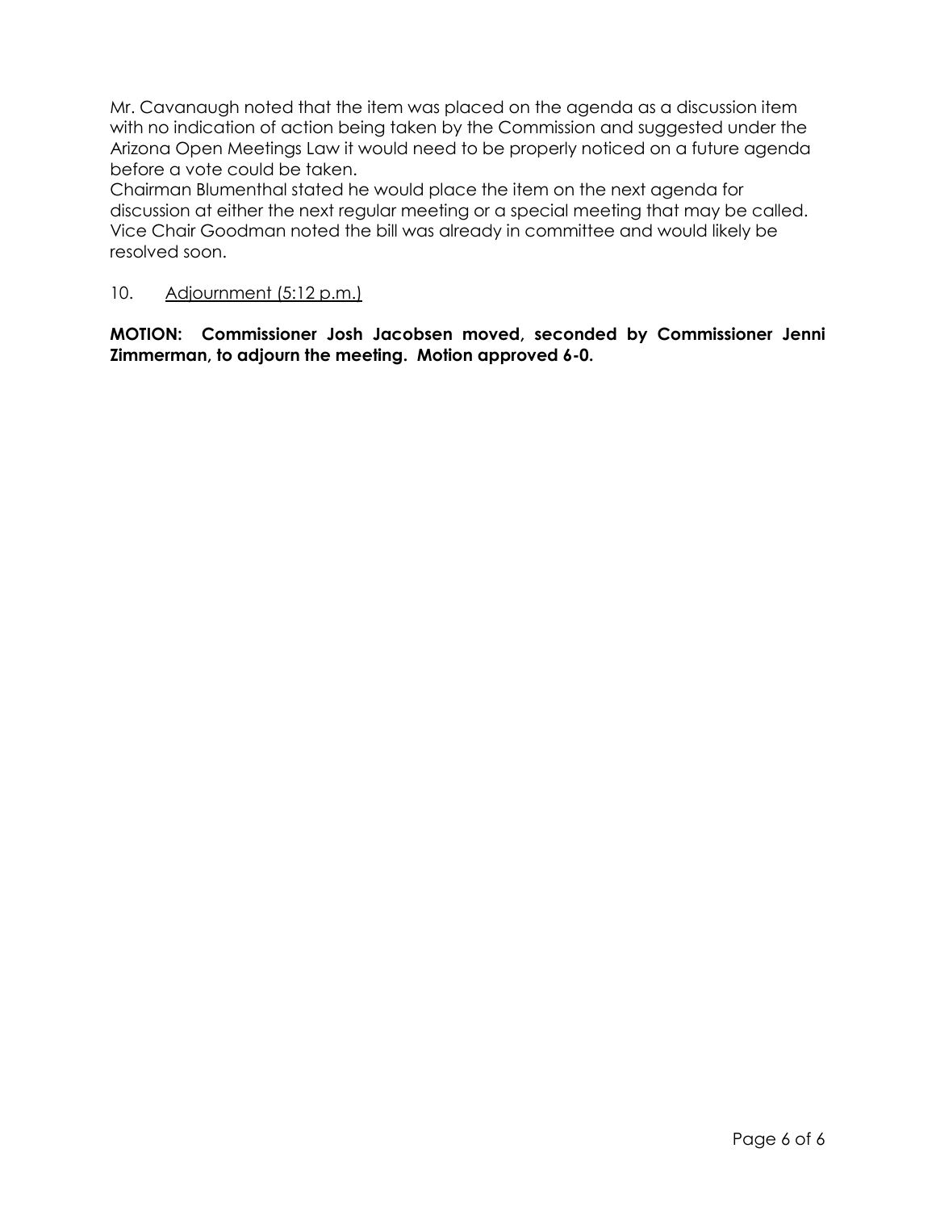Mr. Cavanaugh noted that the item was placed on the agenda as a discussion item with no indication of action being taken by the Commission and suggested under the Arizona Open Meetings Law it would need to be properly noticed on a future agenda before a vote could be taken.
Chairman Blumenthal stated he would place the item on the next agenda for discussion at either the next regular meeting or a special meeting that may be called.
Vice Chair Goodman noted the bill was already in committee and would likely be resolved soon.

10. Adjournment (5:12 p.m.)

**MOTION: Commissioner Josh Jacobsen moved, seconded by Commissioner Jenni Zimmerman, to adjourn the meeting. Motion approved 6-0.**